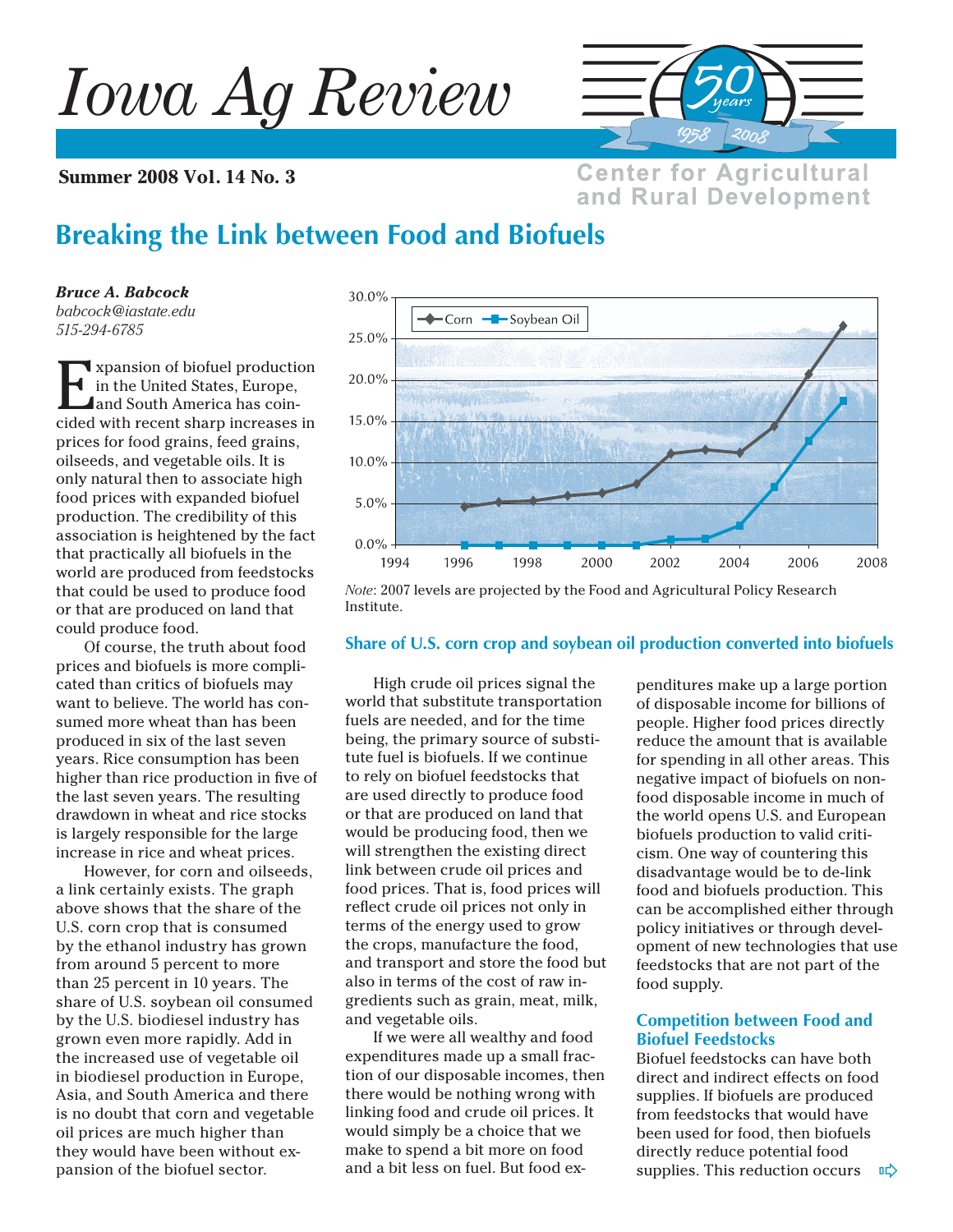# Iowa Ag Review

**Summer 2008 Vol. 14 No. 3**

Center for Agricultural and Rural Development

## Breaking the Link between Food and Biofuels

***Bruce A. Babcock***
*babcock@iastate.edu*
*515-294-6785*

Expansion of biofuel production in the United States, Europe, and South America has coincided with recent sharp increases in prices for food grains, feed grains, oilseeds, and vegetable oils. It is only natural then to associate high food prices with expanded biofuel production. The credibility of this association is heightened by the fact that practically all biofuels in the world are produced from feedstocks that could be used to produce food or that are produced on land that could produce food.

Of course, the truth about food prices and biofuels is more complicated than critics of biofuels may want to believe. The world has consumed more wheat than has been produced in six of the last seven years. Rice consumption has been higher than rice production in five of the last seven years. The resulting drawdown in wheat and rice stocks is largely responsible for the large increase in rice and wheat prices.

However, for corn and oilseeds, a link certainly exists. The graph above shows that the share of the U.S. corn crop that is consumed by the ethanol industry has grown from around 5 percent to more than 25 percent in 10 years. The share of U.S. soybean oil consumed by the U.S. biodiesel industry has grown even more rapidly. Add in the increased use of vegetable oil in biodiesel production in Europe, Asia, and South America and there is no doubt that corn and vegetable oil prices are much higher than they would have been without expansion of the biofuel sector.

*Note*: 2007 levels are projected by the Food and Agricultural Policy Research Institute.

**Share of U.S. corn crop and soybean oil production converted into biofuels**

High crude oil prices signal the world that substitute transportation fuels are needed, and for the time being, the primary source of substitute fuel is biofuels. If we continue to rely on biofuel feedstocks that are used directly to produce food or that are produced on land that would be producing food, then we will strengthen the existing direct link between crude oil prices and food prices. That is, food prices will reflect crude oil prices not only in terms of the energy used to grow the crops, manufacture the food, and transport and store the food but also in terms of the cost of raw ingredients such as grain, meat, milk, and vegetable oils.

If we were all wealthy and food expenditures made up a small fraction of our disposable incomes, then there would be nothing wrong with linking food and crude oil prices. It would simply be a choice that we make to spend a bit more on food and a bit less on fuel. But food expenditures make up a large portion of disposable income for billions of people. Higher food prices directly reduce the amount that is available for spending in all other areas. This negative impact of biofuels on non-food disposable income in much of the world opens U.S. and European biofuels production to valid criticism. One way of countering this disadvantage would be to de-link food and biofuels production. This can be accomplished either through policy initiatives or through development of new technologies that use feedstocks that are not part of the food supply.

### Competition between Food and Biofuel Feedstocks

Biofuel feedstocks can have both direct and indirect effects on food supplies. If biofuels are produced from feedstocks that would have been used for food, then biofuels directly reduce potential food supplies. This reduction occurs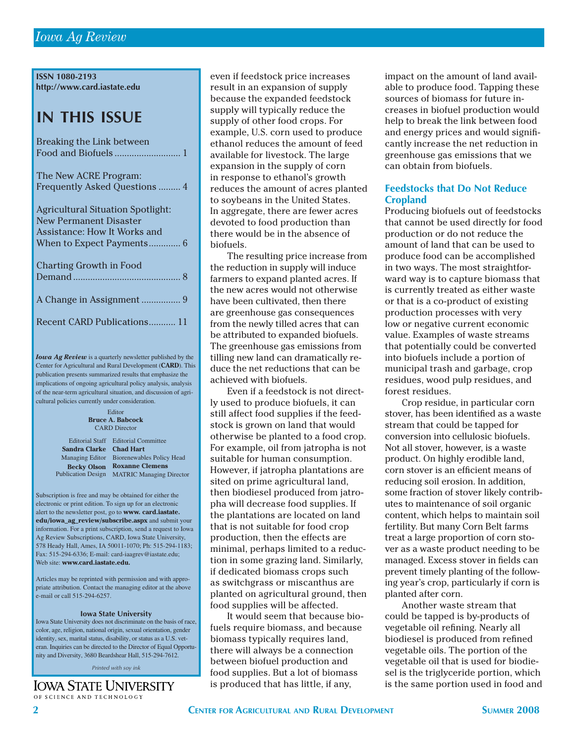**ISSN 1080-2193**
**http://www.card.iastate.edu**

## IN THIS ISSUE

Breaking the Link between Food and Biofuels .......................... 1

The New ACRE Program: Frequently Asked Questions ......... 4

Agricultural Situation Spotlight: New Permanent Disaster Assistance: How It Works and When to Expect Payments............. 6

Charting Growth in Food Demand ............................................ 8

A Change in Assignment ................ 9

Recent CARD Publications........... 11

***Iowa Ag Review*** is a quarterly newsletter published by the Center for Agricultural and Rural Development (**CARD**). This publication presents summarized results that emphasize the implications of ongoing agricultural policy analysis, analysis of the near-term agricultural situation, and discussion of agricultural policies currently under consideration.

Editor
**Bruce A. Babcock**
CARD Director

Editorial Staff
**Sandra Clarke**
Managing Editor
**Becky Olson**
Publication Design

Editorial Committee
**Chad Hart**
Biorenewables Policy Head
**Roxanne Clemens**
MATRIC Managing Director

Subscription is free and may be obtained for either the electronic or print edition. To sign up for an electronic alert to the newsletter post, go to **www.card.iastate.edu/iowa_ag_review/subscribe.aspx** and submit your information. For a print subscription, send a request to Iowa Ag Review Subscriptions, CARD, Iowa State University, 578 Heady Hall, Ames, IA 50011-1070; Ph: 515-294-1183; Fax: 515-294-6336; E-mail: card-iaagrev@iastate.edu; Web site: **www.card.iastate.edu.**

Articles may be reprinted with permission and with appropriate attribution. Contact the managing editor at the above e-mail or call 515-294-6257.

**Iowa State University**
Iowa State University does not discriminate on the basis of race, color, age, religion, national origin, sexual orientation, gender identity, sex, marital status, disability, or status as a U.S. veteran. Inquiries can be directed to the Director of Equal Opportunity and Diversity, 3680 Beardshear Hall, 515-294-7612.

*Printed with soy ink*

IOWA STATE UNIVERSITY
OF SCIENCE AND TECHNOLOGY

even if feedstock price increases result in an expansion of supply because the expanded feedstock supply will typically reduce the supply of other food crops. For example, U.S. corn used to produce ethanol reduces the amount of feed available for livestock. The large expansion in the supply of corn in response to ethanol's growth reduces the amount of acres planted to soybeans in the United States. In aggregate, there are fewer acres devoted to food production than there would be in the absence of biofuels.

The resulting price increase from the reduction in supply will induce farmers to expand planted acres. If the new acres would not otherwise have been cultivated, then there are greenhouse gas consequences from the newly tilled acres that can be attributed to expanded biofuels. The greenhouse gas emissions from tilling new land can dramatically reduce the net reductions that can be achieved with biofuels.

Even if a feedstock is not directly used to produce biofuels, it can still affect food supplies if the feedstock is grown on land that would otherwise be planted to a food crop. For example, oil from jatropha is not suitable for human consumption. However, if jatropha plantations are sited on prime agricultural land, then biodiesel produced from jatropha will decrease food supplies. If the plantations are located on land that is not suitable for food crop production, then the effects are minimal, perhaps limited to a reduction in some grazing land. Similarly, if dedicated biomass crops such as switchgrass or miscanthus are planted on agricultural ground, then food supplies will be affected.

It would seem that because biofuels require biomass, and because biomass typically requires land, there will always be a connection between biofuel production and food supplies. But a lot of biomass is produced that has little, if any, impact on the amount of land available to produce food. Tapping these sources of biomass for future increases in biofuel production would help to break the link between food and energy prices and would significantly increase the net reduction in greenhouse gas emissions that we can obtain from biofuels.

### Feedstocks that Do Not Reduce Cropland

Producing biofuels out of feedstocks that cannot be used directly for food production or do not reduce the amount of land that can be used to produce food can be accomplished in two ways. The most straightforward way is to capture biomass that is currently treated as either waste or that is a co-product of existing production processes with very low or negative current economic value. Examples of waste streams that potentially could be converted into biofuels include a portion of municipal trash and garbage, crop residues, wood pulp residues, and forest residues.

Crop residue, in particular corn stover, has been identified as a waste stream that could be tapped for conversion into cellulosic biofuels. Not all stover, however, is a waste product. On highly erodible land, corn stover is an efficient means of reducing soil erosion. In addition, some fraction of stover likely contributes to maintenance of soil organic content, which helps to maintain soil fertility. But many Corn Belt farms treat a large proportion of corn stover as a waste product needing to be managed. Excess stover in fields can prevent timely planting of the following year's crop, particularly if corn is planted after corn.

Another waste stream that could be tapped is by-products of vegetable oil refining. Nearly all biodiesel is produced from refined vegetable oils. The portion of the vegetable oil that is used for biodiesel is the triglyceride portion, which is the same portion used in food and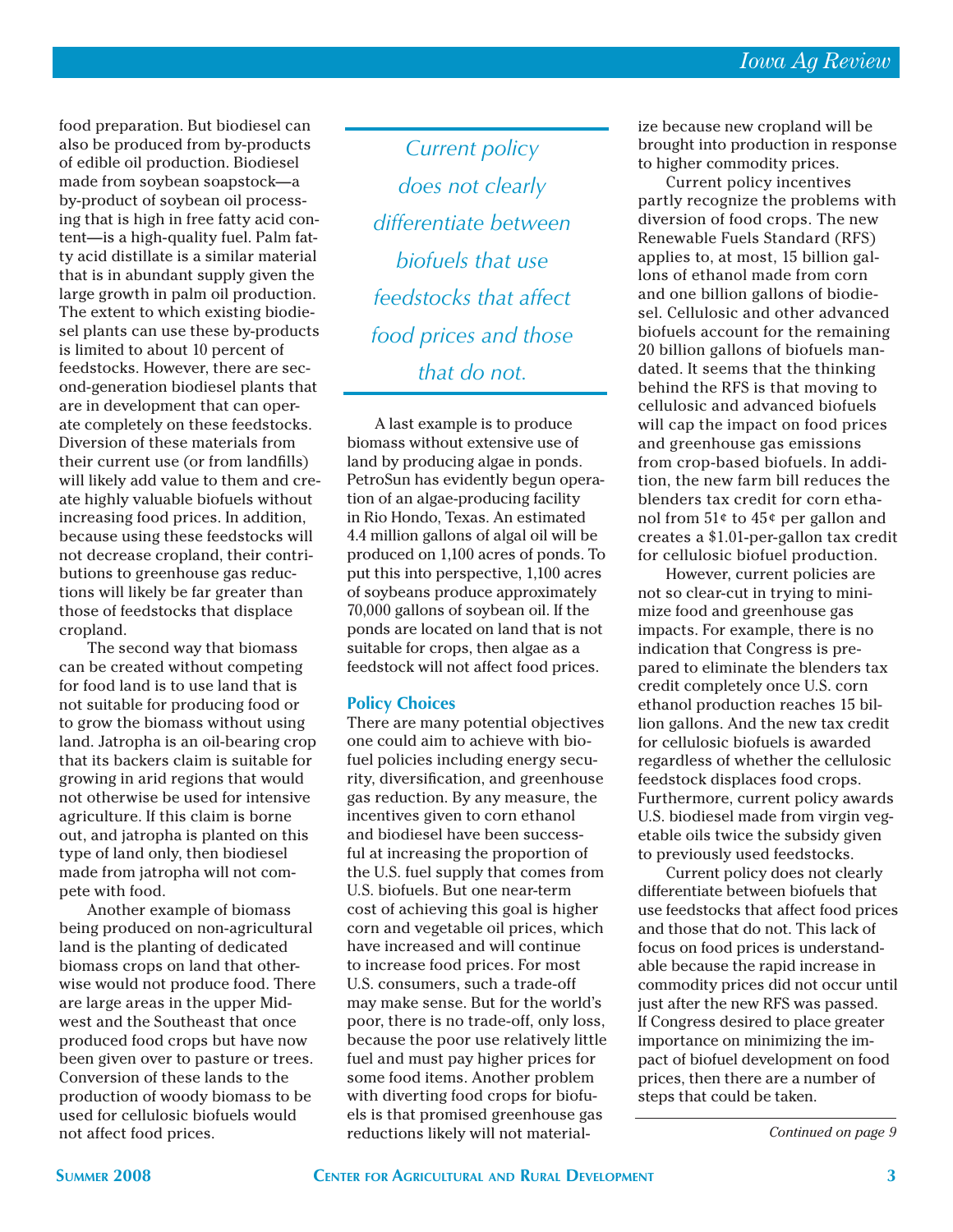food preparation. But biodiesel can also be produced from by-products of edible oil production. Biodiesel made from soybean soapstock—a by-product of soybean oil processing that is high in free fatty acid content—is a high-quality fuel. Palm fatty acid distillate is a similar material that is in abundant supply given the large growth in palm oil production. The extent to which existing biodiesel plants can use these by-products is limited to about 10 percent of feedstocks. However, there are second-generation biodiesel plants that are in development that can operate completely on these feedstocks. Diversion of these materials from their current use (or from landfills) will likely add value to them and create highly valuable biofuels without increasing food prices. In addition, because using these feedstocks will not decrease cropland, their contributions to greenhouse gas reductions will likely be far greater than those of feedstocks that displace cropland.

The second way that biomass can be created without competing for food land is to use land that is not suitable for producing food or to grow the biomass without using land. Jatropha is an oil-bearing crop that its backers claim is suitable for growing in arid regions that would not otherwise be used for intensive agriculture. If this claim is borne out, and jatropha is planted on this type of land only, then biodiesel made from jatropha will not compete with food.

Another example of biomass being produced on non-agricultural land is the planting of dedicated biomass crops on land that otherwise would not produce food. There are large areas in the upper Midwest and the Southeast that once produced food crops but have now been given over to pasture or trees. Conversion of these lands to the production of woody biomass to be used for cellulosic biofuels would not affect food prices.

*Current policy does not clearly differentiate between biofuels that use feedstocks that affect food prices and those that do not.*

A last example is to produce biomass without extensive use of land by producing algae in ponds. PetroSun has evidently begun operation of an algae-producing facility in Rio Hondo, Texas. An estimated 4.4 million gallons of algal oil will be produced on 1,100 acres of ponds. To put this into perspective, 1,100 acres of soybeans produce approximately 70,000 gallons of soybean oil. If the ponds are located on land that is not suitable for crops, then algae as a feedstock will not affect food prices.

## Policy Choices

There are many potential objectives one could aim to achieve with biofuel policies including energy security, diversification, and greenhouse gas reduction. By any measure, the incentives given to corn ethanol and biodiesel have been successful at increasing the proportion of the U.S. fuel supply that comes from U.S. biofuels. But one near-term cost of achieving this goal is higher corn and vegetable oil prices, which have increased and will continue to increase food prices. For most U.S. consumers, such a trade-off may make sense. But for the world's poor, there is no trade-off, only loss, because the poor use relatively little fuel and must pay higher prices for some food items. Another problem with diverting food crops for biofuels is that promised greenhouse gas reductions likely will not materialize because new cropland will be brought into production in response to higher commodity prices.

Current policy incentives partly recognize the problems with diversion of food crops. The new Renewable Fuels Standard (RFS) applies to, at most, 15 billion gallons of ethanol made from corn and one billion gallons of biodiesel. Cellulosic and other advanced biofuels account for the remaining 20 billion gallons of biofuels mandated. It seems that the thinking behind the RFS is that moving to cellulosic and advanced biofuels will cap the impact on food prices and greenhouse gas emissions from crop-based biofuels. In addition, the new farm bill reduces the blenders tax credit for corn ethanol from 51¢ to 45¢ per gallon and creates a $1.01-per-gallon tax credit for cellulosic biofuel production.

However, current policies are not so clear-cut in trying to minimize food and greenhouse gas impacts. For example, there is no indication that Congress is prepared to eliminate the blenders tax credit completely once U.S. corn ethanol production reaches 15 billion gallons. And the new tax credit for cellulosic biofuels is awarded regardless of whether the cellulosic feedstock displaces food crops. Furthermore, current policy awards U.S. biodiesel made from virgin vegetable oils twice the subsidy given to previously used feedstocks.

Current policy does not clearly differentiate between biofuels that use feedstocks that affect food prices and those that do not. This lack of focus on food prices is understandable because the rapid increase in commodity prices did not occur until just after the new RFS was passed. If Congress desired to place greater importance on minimizing the impact of biofuel development on food prices, then there are a number of steps that could be taken.

*Continued on page 9*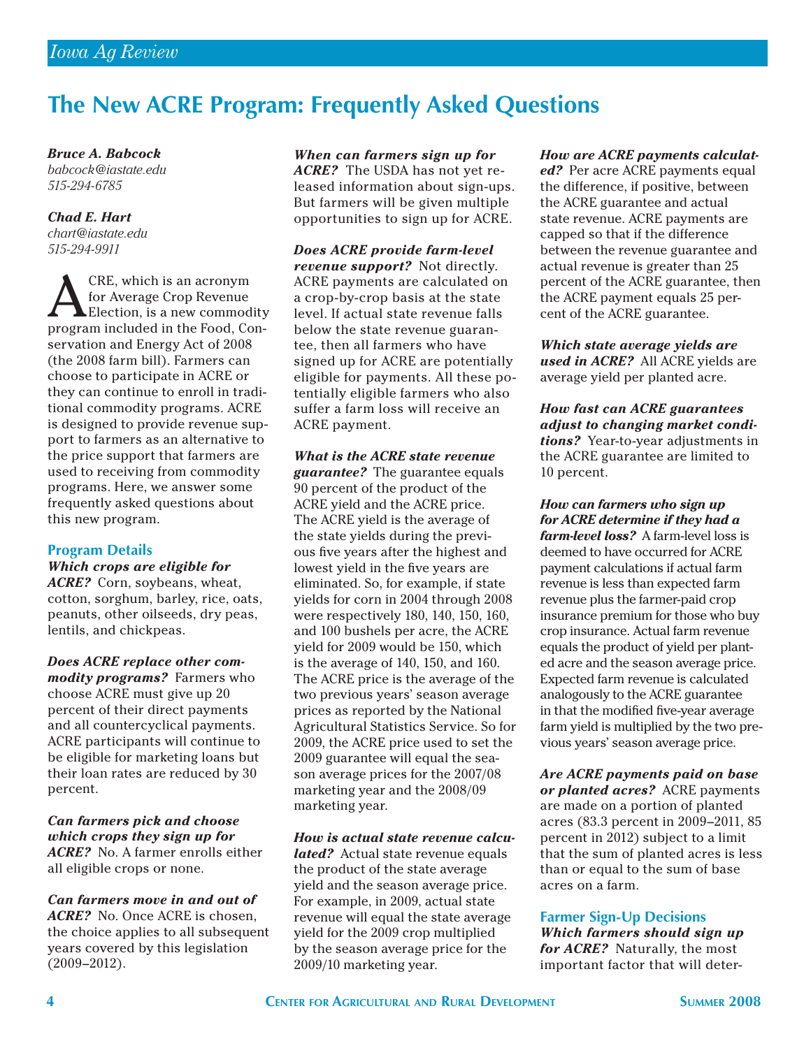# The New ACRE Program: Frequently Asked Questions

***Bruce A. Babcock***
*babcock@iastate.edu*
*515-294-6785*

***Chad E. Hart***
*chart@iastate.edu*
*515-294-9911*

ACRE, which is an acronym for Average Crop Revenue Election, is a new commodity program included in the Food, Conservation and Energy Act of 2008 (the 2008 farm bill). Farmers can choose to participate in ACRE or they can continue to enroll in traditional commodity programs. ACRE is designed to provide revenue support to farmers as an alternative to the price support that farmers are used to receiving from commodity programs. Here, we answer some frequently asked questions about this new program.

## Program Details

***Which crops are eligible for ACRE?*** Corn, soybeans, wheat, cotton, sorghum, barley, rice, oats, peanuts, other oilseeds, dry peas, lentils, and chickpeas.

***Does ACRE replace other commodity programs?*** Farmers who choose ACRE must give up 20 percent of their direct payments and all countercyclical payments. ACRE participants will continue to be eligible for marketing loans but their loan rates are reduced by 30 percent.

***Can farmers pick and choose which crops they sign up for ACRE?*** No. A farmer enrolls either all eligible crops or none.

***Can farmers move in and out of ACRE?*** No. Once ACRE is chosen, the choice applies to all subsequent years covered by this legislation (2009–2012).

***When can farmers sign up for ACRE?*** The USDA has not yet released information about sign-ups. But farmers will be given multiple opportunities to sign up for ACRE.

***Does ACRE provide farm-level revenue support?*** Not directly. ACRE payments are calculated on a crop-by-crop basis at the state level. If actual state revenue falls below the state revenue guarantee, then all farmers who have signed up for ACRE are potentially eligible for payments. All these potentially eligible farmers who also suffer a farm loss will receive an ACRE payment.

***What is the ACRE state revenue guarantee?*** The guarantee equals 90 percent of the product of the ACRE yield and the ACRE price. The ACRE yield is the average of the state yields during the previous five years after the highest and lowest yield in the five years are eliminated. So, for example, if state yields for corn in 2004 through 2008 were respectively 180, 140, 150, 160, and 100 bushels per acre, the ACRE yield for 2009 would be 150, which is the average of 140, 150, and 160. The ACRE price is the average of the two previous years' season average prices as reported by the National Agricultural Statistics Service. So for 2009, the ACRE price used to set the 2009 guarantee will equal the season average prices for the 2007/08 marketing year and the 2008/09 marketing year.

***How is actual state revenue calculated?*** Actual state revenue equals the product of the state average yield and the season average price. For example, in 2009, actual state revenue will equal the state average yield for the 2009 crop multiplied by the season average price for the 2009/10 marketing year.

***How are ACRE payments calculated?*** Per acre ACRE payments equal the difference, if positive, between the ACRE guarantee and actual state revenue. ACRE payments are capped so that if the difference between the revenue guarantee and actual revenue is greater than 25 percent of the ACRE guarantee, then the ACRE payment equals 25 percent of the ACRE guarantee.

***Which state average yields are used in ACRE?*** All ACRE yields are average yield per planted acre.

***How fast can ACRE guarantees adjust to changing market conditions?*** Year-to-year adjustments in the ACRE guarantee are limited to 10 percent.

***How can farmers who sign up for ACRE determine if they had a farm-level loss?*** A farm-level loss is deemed to have occurred for ACRE payment calculations if actual farm revenue is less than expected farm revenue plus the farmer-paid crop insurance premium for those who buy crop insurance. Actual farm revenue equals the product of yield per planted acre and the season average price. Expected farm revenue is calculated analogously to the ACRE guarantee in that the modified five-year average farm yield is multiplied by the two previous years' season average price.

***Are ACRE payments paid on base or planted acres?*** ACRE payments are made on a portion of planted acres (83.3 percent in 2009–2011, 85 percent in 2012) subject to a limit that the sum of planted acres is less than or equal to the sum of base acres on a farm.

## Farmer Sign-Up Decisions

***Which farmers should sign up for ACRE?*** Naturally, the most important factor that will deter-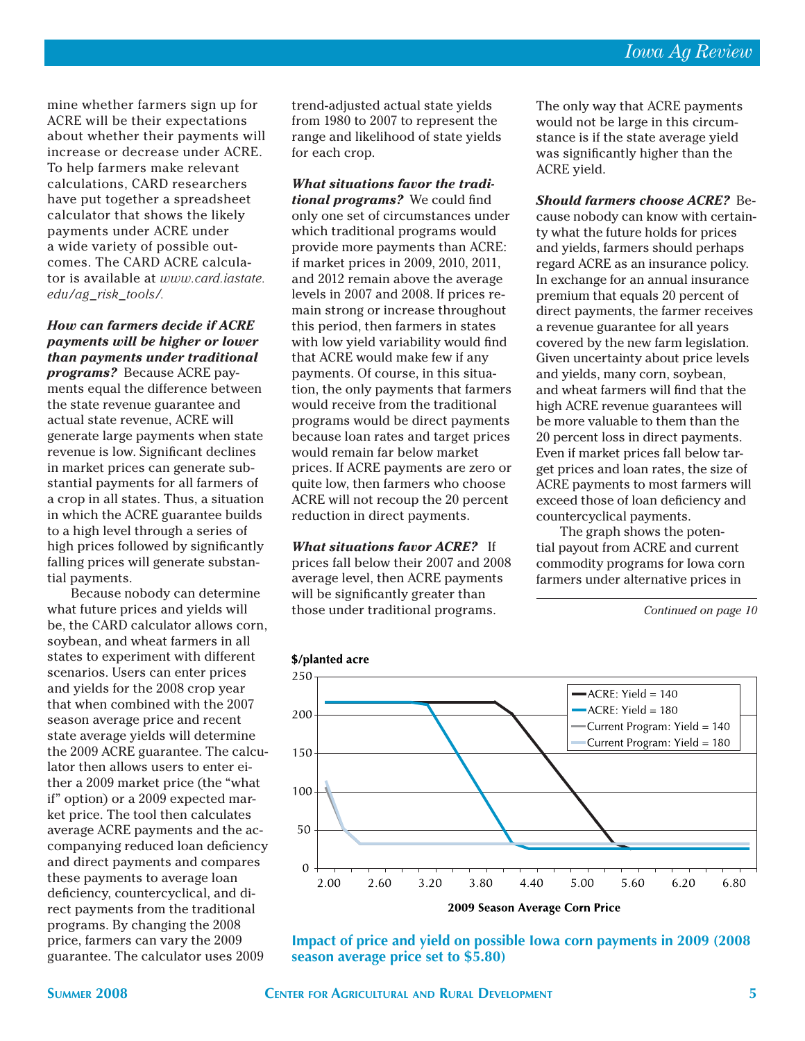mine whether farmers sign up for ACRE will be their expectations about whether their payments will increase or decrease under ACRE. To help farmers make relevant calculations, CARD researchers have put together a spreadsheet calculator that shows the likely payments under ACRE under a wide variety of possible outcomes. The CARD ACRE calculator is available at *www.card.iastate.edu/ag_risk_tools/.*

***How can farmers decide if ACRE payments will be higher or lower than payments under traditional programs?*** Because ACRE payments equal the difference between the state revenue guarantee and actual state revenue, ACRE will generate large payments when state revenue is low. Significant declines in market prices can generate substantial payments for all farmers of a crop in all states. Thus, a situation in which the ACRE guarantee builds to a high level through a series of high prices followed by significantly falling prices will generate substantial payments.

Because nobody can determine what future prices and yields will be, the CARD calculator allows corn, soybean, and wheat farmers in all states to experiment with different scenarios. Users can enter prices and yields for the 2008 crop year that when combined with the 2007 season average price and recent state average yields will determine the 2009 ACRE guarantee. The calculator then allows users to enter either a 2009 market price (the "what if" option) or a 2009 expected market price. The tool then calculates average ACRE payments and the accompanying reduced loan deficiency and direct payments and compares these payments to average loan deficiency, countercyclical, and direct payments from the traditional programs. By changing the 2008 price, farmers can vary the 2009 guarantee. The calculator uses 2009 trend-adjusted actual state yields from 1980 to 2007 to represent the range and likelihood of state yields for each crop.

***What situations favor the traditional programs?*** We could find only one set of circumstances under which traditional programs would provide more payments than ACRE: if market prices in 2009, 2010, 2011, and 2012 remain above the average levels in 2007 and 2008. If prices remain strong or increase throughout this period, then farmers in states with low yield variability would find that ACRE would make few if any payments. Of course, in this situation, the only payments that farmers would receive from the traditional programs would be direct payments because loan rates and target prices would remain far below market prices. If ACRE payments are zero or quite low, then farmers who choose ACRE will not recoup the 20 percent reduction in direct payments.

***What situations favor ACRE?*** If prices fall below their 2007 and 2008 average level, then ACRE payments will be significantly greater than those under traditional programs. The only way that ACRE payments would not be large in this circumstance is if the state average yield was significantly higher than the ACRE yield.

***Should farmers choose ACRE?*** Because nobody can know with certainty what the future holds for prices and yields, farmers should perhaps regard ACRE as an insurance policy. In exchange for an annual insurance premium that equals 20 percent of direct payments, the farmer receives a revenue guarantee for all years covered by the new farm legislation. Given uncertainty about price levels and yields, many corn, soybean, and wheat farmers will find that the high ACRE revenue guarantees will be more valuable to them than the 20 percent loss in direct payments. Even if market prices fall below target prices and loan rates, the size of ACRE payments to most farmers will exceed those of loan deficiency and countercyclical payments.

The graph shows the potential payout from ACRE and current commodity programs for Iowa corn farmers under alternative prices in

*Continued on page 10*

**Impact of price and yield on possible Iowa corn payments in 2009 (2008 season average price set to $5.80)**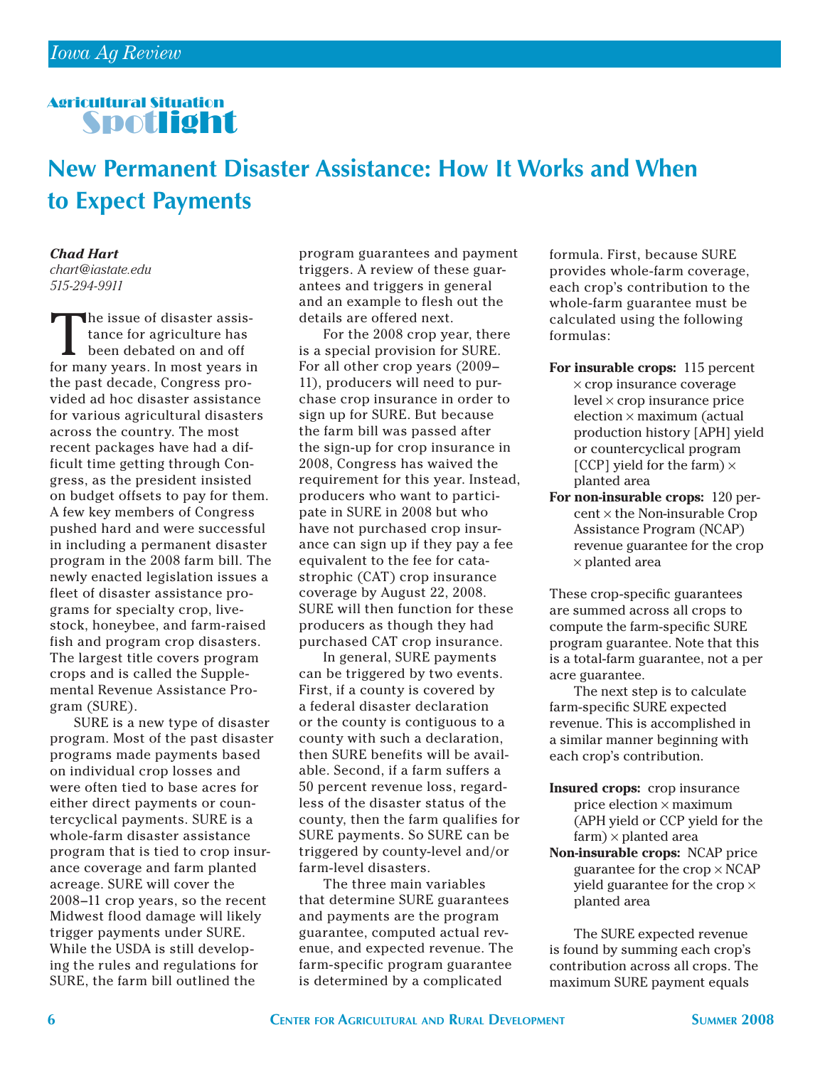Agricultural Situation Spotlight

# New Permanent Disaster Assistance: How It Works and When to Expect Payments

***Chad Hart***
*chart@iastate.edu*
*515-294-9911*

The issue of disaster assistance for agriculture has been debated on and off for many years. In most years in the past decade, Congress provided ad hoc disaster assistance for various agricultural disasters across the country. The most recent packages have had a difficult time getting through Congress, as the president insisted on budget offsets to pay for them. A few key members of Congress pushed hard and were successful in including a permanent disaster program in the 2008 farm bill. The newly enacted legislation issues a fleet of disaster assistance programs for specialty crop, livestock, honeybee, and farm-raised fish and program crop disasters. The largest title covers program crops and is called the Supplemental Revenue Assistance Program (SURE).

SURE is a new type of disaster program. Most of the past disaster programs made payments based on individual crop losses and were often tied to base acres for either direct payments or countercyclical payments. SURE is a whole-farm disaster assistance program that is tied to crop insurance coverage and farm planted acreage. SURE will cover the 2008–11 crop years, so the recent Midwest flood damage will likely trigger payments under SURE. While the USDA is still developing the rules and regulations for SURE, the farm bill outlined the program guarantees and payment triggers. A review of these guarantees and triggers in general and an example to flesh out the details are offered next.

For the 2008 crop year, there is a special provision for SURE. For all other crop years (2009–11), producers will need to purchase crop insurance in order to sign up for SURE. But because the farm bill was passed after the sign-up for crop insurance in 2008, Congress has waived the requirement for this year. Instead, producers who want to participate in SURE in 2008 but who have not purchased crop insurance can sign up if they pay a fee equivalent to the fee for catastrophic (CAT) crop insurance coverage by August 22, 2008. SURE will then function for these producers as though they had purchased CAT crop insurance.

In general, SURE payments can be triggered by two events. First, if a county is covered by a federal disaster declaration or the county is contiguous to a county with such a declaration, then SURE benefits will be available. Second, if a farm suffers a 50 percent revenue loss, regardless of the disaster status of the county, then the farm qualifies for SURE payments. So SURE can be triggered by county-level and/or farm-level disasters.

The three main variables that determine SURE guarantees and payments are the program guarantee, computed actual revenue, and expected revenue. The farm-specific program guarantee is determined by a complicated formula. First, because SURE provides whole-farm coverage, each crop's contribution to the whole-farm guarantee must be calculated using the following formulas:

**For insurable crops:** 115 percent × crop insurance coverage level × crop insurance price election × maximum (actual production history [APH] yield or countercyclical program [CCP] yield for the farm) × planted area

**For non-insurable crops:** 120 percent × the Non-insurable Crop Assistance Program (NCAP) revenue guarantee for the crop × planted area

These crop-specific guarantees are summed across all crops to compute the farm-specific SURE program guarantee. Note that this is a total-farm guarantee, not a per acre guarantee.

The next step is to calculate farm-specific SURE expected revenue. This is accomplished in a similar manner beginning with each crop's contribution.

**Insured crops:** crop insurance price election × maximum (APH yield or CCP yield for the farm) × planted area

**Non-insurable crops:** NCAP price guarantee for the crop × NCAP yield guarantee for the crop × planted area

The SURE expected revenue is found by summing each crop's contribution across all crops. The maximum SURE payment equals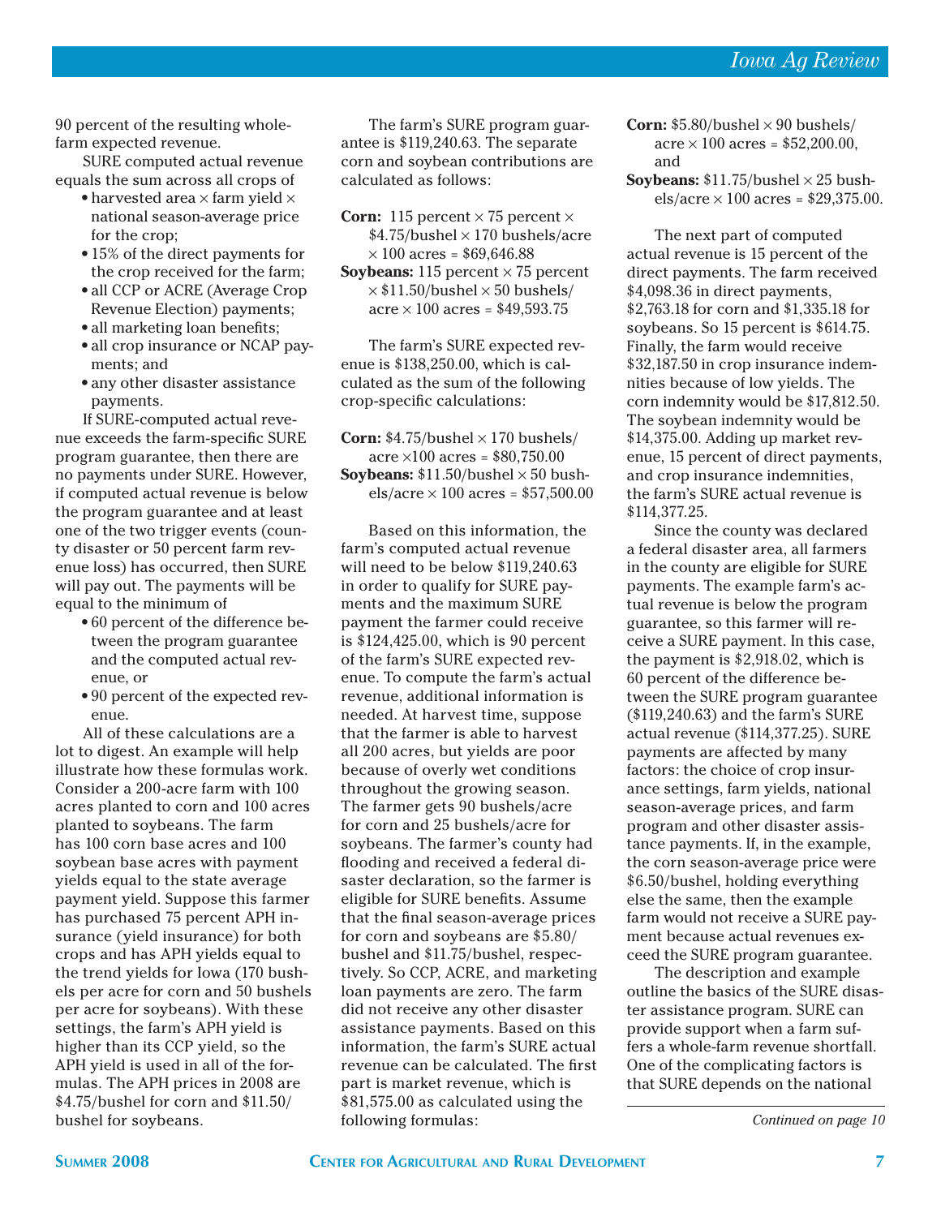90 percent of the resulting whole-farm expected revenue.

SURE computed actual revenue equals the sum across all crops of

- harvested area × farm yield × national season-average price for the crop;
- 15% of the direct payments for the crop received for the farm;
- all CCP or ACRE (Average Crop Revenue Election) payments;
- all marketing loan benefits;
- all crop insurance or NCAP payments; and
- any other disaster assistance payments.

If SURE-computed actual revenue exceeds the farm-specific SURE program guarantee, then there are no payments under SURE. However, if computed actual revenue is below the program guarantee and at least one of the two trigger events (county disaster or 50 percent farm revenue loss) has occurred, then SURE will pay out. The payments will be equal to the minimum of

- 60 percent of the difference between the program guarantee and the computed actual revenue, or
- 90 percent of the expected revenue.

All of these calculations are a lot to digest. An example will help illustrate how these formulas work. Consider a 200-acre farm with 100 acres planted to corn and 100 acres planted to soybeans. The farm has 100 corn base acres and 100 soybean base acres with payment yields equal to the state average payment yield. Suppose this farmer has purchased 75 percent APH insurance (yield insurance) for both crops and has APH yields equal to the trend yields for Iowa (170 bushels per acre for corn and 50 bushels per acre for soybeans). With these settings, the farm's APH yield is higher than its CCP yield, so the APH yield is used in all of the formulas. The APH prices in 2008 are $4.75/bushel for corn and $11.50/bushel for soybeans.

The farm's SURE program guarantee is $119,240.63. The separate corn and soybean contributions are calculated as follows:

**Corn:** 115 percent × 75 percent × $4.75/bushel × 170 bushels/acre × 100 acres = $69,646.88
**Soybeans:** 115 percent × 75 percent × $11.50/bushel × 50 bushels/acre × 100 acres = $49,593.75

The farm's SURE expected revenue is $138,250.00, which is calculated as the sum of the following crop-specific calculations:

**Corn:** $4.75/bushel × 170 bushels/acre ×100 acres = $80,750.00
**Soybeans:** $11.50/bushel × 50 bushels/acre × 100 acres = $57,500.00

Based on this information, the farm's computed actual revenue will need to be below $119,240.63 in order to qualify for SURE payments and the maximum SURE payment the farmer could receive is $124,425.00, which is 90 percent of the farm's SURE expected revenue. To compute the farm's actual revenue, additional information is needed. At harvest time, suppose that the farmer is able to harvest all 200 acres, but yields are poor because of overly wet conditions throughout the growing season. The farmer gets 90 bushels/acre for corn and 25 bushels/acre for soybeans. The farmer's county had flooding and received a federal disaster declaration, so the farmer is eligible for SURE benefits. Assume that the final season-average prices for corn and soybeans are $5.80/bushel and $11.75/bushel, respectively. So CCP, ACRE, and marketing loan payments are zero. The farm did not receive any other disaster assistance payments. Based on this information, the farm's SURE actual revenue can be calculated. The first part is market revenue, which is $81,575.00 as calculated using the following formulas:

**Corn:** $5.80/bushel × 90 bushels/acre × 100 acres = $52,200.00, and
**Soybeans:** $11.75/bushel × 25 bushels/acre × 100 acres = $29,375.00.

The next part of computed actual revenue is 15 percent of the direct payments. The farm received $4,098.36 in direct payments, $2,763.18 for corn and $1,335.18 for soybeans. So 15 percent is $614.75. Finally, the farm would receive $32,187.50 in crop insurance indemnities because of low yields. The corn indemnity would be $17,812.50. The soybean indemnity would be $14,375.00. Adding up market revenue, 15 percent of direct payments, and crop insurance indemnities, the farm's SURE actual revenue is $114,377.25.

Since the county was declared a federal disaster area, all farmers in the county are eligible for SURE payments. The example farm's actual revenue is below the program guarantee, so this farmer will receive a SURE payment. In this case, the payment is $2,918.02, which is 60 percent of the difference between the SURE program guarantee ($119,240.63) and the farm's SURE actual revenue ($114,377.25). SURE payments are affected by many factors: the choice of crop insurance settings, farm yields, national season-average prices, and farm program and other disaster assistance payments. If, in the example, the corn season-average price were $6.50/bushel, holding everything else the same, then the example farm would not receive a SURE payment because actual revenues exceed the SURE program guarantee.

The description and example outline the basics of the SURE disaster assistance program. SURE can provide support when a farm suffers a whole-farm revenue shortfall. One of the complicating factors is that SURE depends on the national

*Continued on page 10*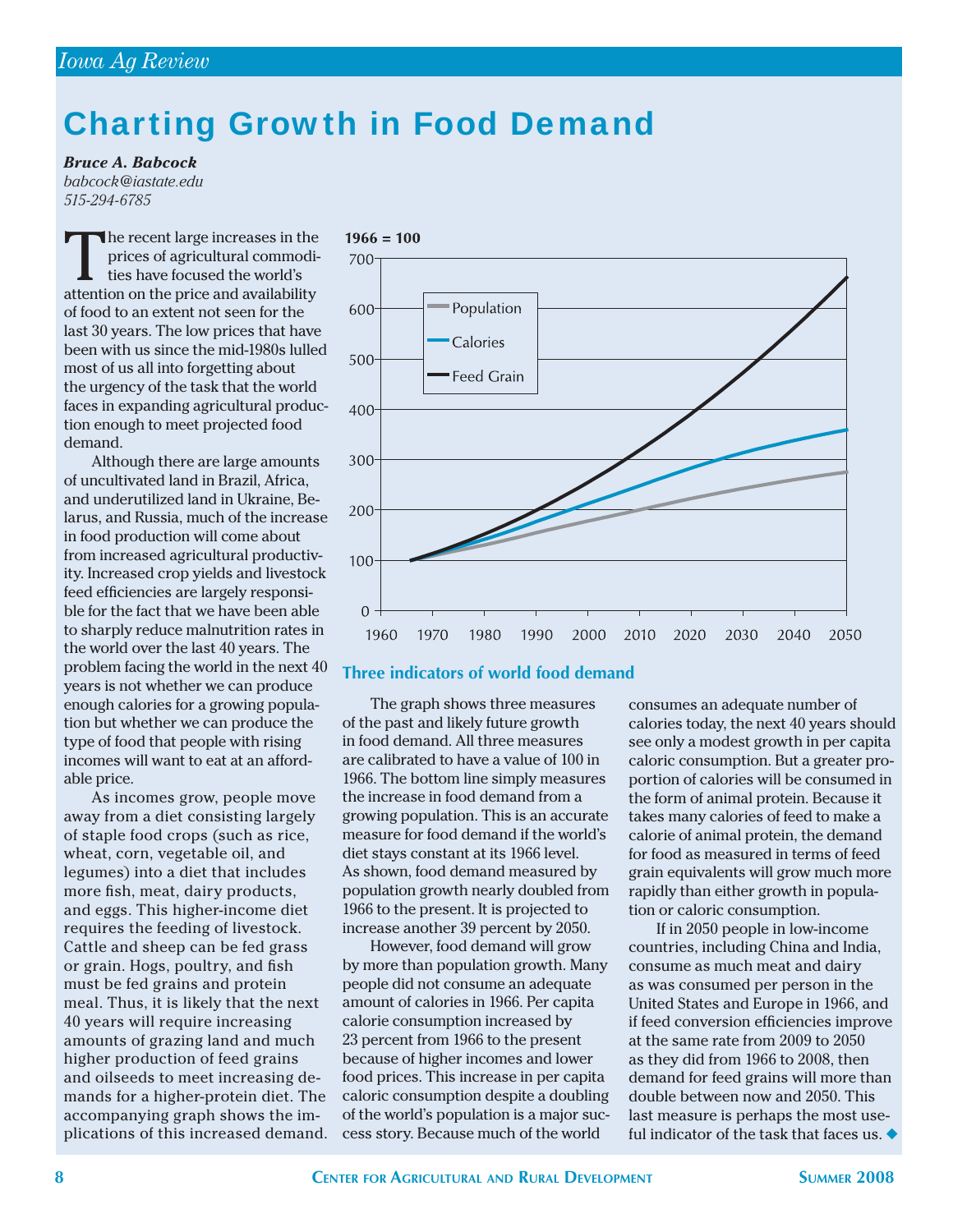# Charting Growth in Food Demand

***Bruce A. Babcock***
*babcock@iastate.edu*
*515-294-6785*

The recent large increases in the prices of agricultural commodities have focused the world's attention on the price and availability of food to an extent not seen for the last 30 years. The low prices that have been with us since the mid-1980s lulled most of us all into forgetting about the urgency of the task that the world faces in expanding agricultural production enough to meet projected food demand.

Although there are large amounts of uncultivated land in Brazil, Africa, and underutilized land in Ukraine, Belarus, and Russia, much of the increase in food production will come about from increased agricultural productivity. Increased crop yields and livestock feed efficiencies are largely responsible for the fact that we have been able to sharply reduce malnutrition rates in the world over the last 40 years. The problem facing the world in the next 40 years is not whether we can produce enough calories for a growing population but whether we can produce the type of food that people with rising incomes will want to eat at an affordable price.

As incomes grow, people move away from a diet consisting largely of staple food crops (such as rice, wheat, corn, vegetable oil, and legumes) into a diet that includes more fish, meat, dairy products, and eggs. This higher-income diet requires the feeding of livestock. Cattle and sheep can be fed grass or grain. Hogs, poultry, and fish must be fed grains and protein meal. Thus, it is likely that the next 40 years will require increasing amounts of grazing land and much higher production of feed grains and oilseeds to meet increasing demands for a higher-protein diet. The accompanying graph shows the implications of this increased demand.

**1966 = 100**

Three indicators of world food demand

The graph shows three measures of the past and likely future growth in food demand. All three measures are calibrated to have a value of 100 in 1966. The bottom line simply measures the increase in food demand from a growing population. This is an accurate measure for food demand if the world's diet stays constant at its 1966 level. As shown, food demand measured by population growth nearly doubled from 1966 to the present. It is projected to increase another 39 percent by 2050.

However, food demand will grow by more than population growth. Many people did not consume an adequate amount of calories in 1966. Per capita calorie consumption increased by 23 percent from 1966 to the present because of higher incomes and lower food prices. This increase in per capita caloric consumption despite a doubling of the world's population is a major success story. Because much of the world consumes an adequate number of calories today, the next 40 years should see only a modest growth in per capita caloric consumption. But a greater proportion of calories will be consumed in the form of animal protein. Because it takes many calories of feed to make a calorie of animal protein, the demand for food as measured in terms of feed grain equivalents will grow much more rapidly than either growth in population or caloric consumption.

If in 2050 people in low-income countries, including China and India, consume as much meat and dairy as was consumed per person in the United States and Europe in 1966, and if feed conversion efficiencies improve at the same rate from 2009 to 2050 as they did from 1966 to 2008, then demand for feed grains will more than double between now and 2050. This last measure is perhaps the most useful indicator of the task that faces us. ◆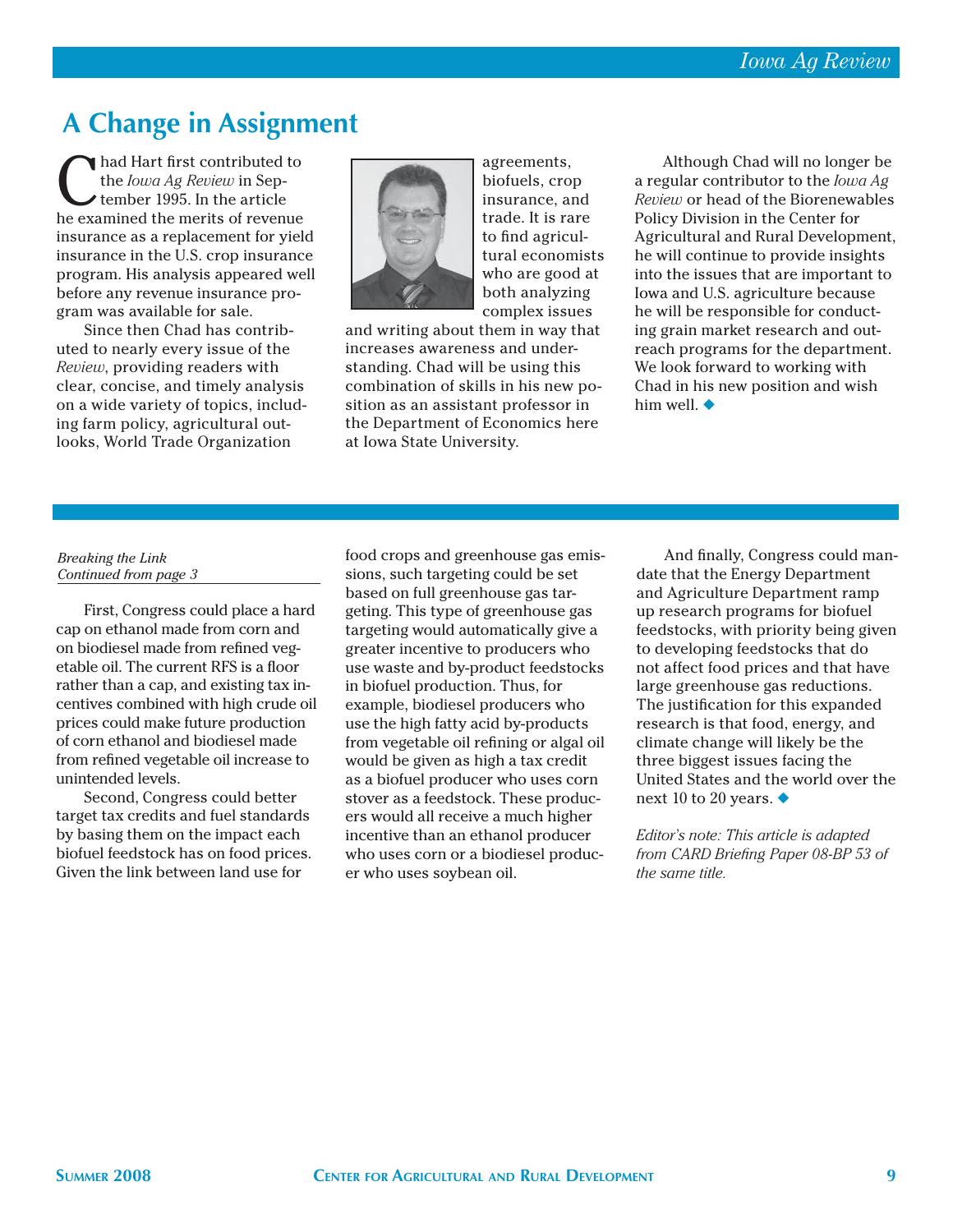# A Change in Assignment

Chad Hart first contributed to the *Iowa Ag Review* in September 1995. In the article he examined the merits of revenue insurance as a replacement for yield insurance in the U.S. crop insurance program. His analysis appeared well before any revenue insurance program was available for sale.

Since then Chad has contributed to nearly every issue of the *Review*, providing readers with clear, concise, and timely analysis on a wide variety of topics, including farm policy, agricultural outlooks, World Trade Organization agreements, biofuels, crop insurance, and trade. It is rare to find agricultural economists who are good at both analyzing complex issues and writing about them in way that increases awareness and understanding. Chad will be using this combination of skills in his new position as an assistant professor in the Department of Economics here at Iowa State University.

Although Chad will no longer be a regular contributor to the *Iowa Ag Review* or head of the Biorenewables Policy Division in the Center for Agricultural and Rural Development, he will continue to provide insights into the issues that are important to Iowa and U.S. agriculture because he will be responsible for conducting grain market research and outreach programs for the department. We look forward to working with Chad in his new position and wish him well. ◆

---

*Breaking the Link*
*Continued from page 3*

First, Congress could place a hard cap on ethanol made from corn and on biodiesel made from refined vegetable oil. The current RFS is a floor rather than a cap, and existing tax incentives combined with high crude oil prices could make future production of corn ethanol and biodiesel made from refined vegetable oil increase to unintended levels.

Second, Congress could better target tax credits and fuel standards by basing them on the impact each biofuel feedstock has on food prices. Given the link between land use for food crops and greenhouse gas emissions, such targeting could be set based on full greenhouse gas targeting. This type of greenhouse gas targeting would automatically give a greater incentive to producers who use waste and by-product feedstocks in biofuel production. Thus, for example, biodiesel producers who use the high fatty acid by-products from vegetable oil refining or algal oil would be given as high a tax credit as a biofuel producer who uses corn stover as a feedstock. These producers would all receive a much higher incentive than an ethanol producer who uses corn or a biodiesel producer who uses soybean oil.

And finally, Congress could mandate that the Energy Department and Agriculture Department ramp up research programs for biofuel feedstocks, with priority being given to developing feedstocks that do not affect food prices and that have large greenhouse gas reductions. The justification for this expanded research is that food, energy, and climate change will likely be the three biggest issues facing the United States and the world over the next 10 to 20 years. ◆

*Editor's note: This article is adapted from CARD Briefing Paper 08-BP 53 of the same title.*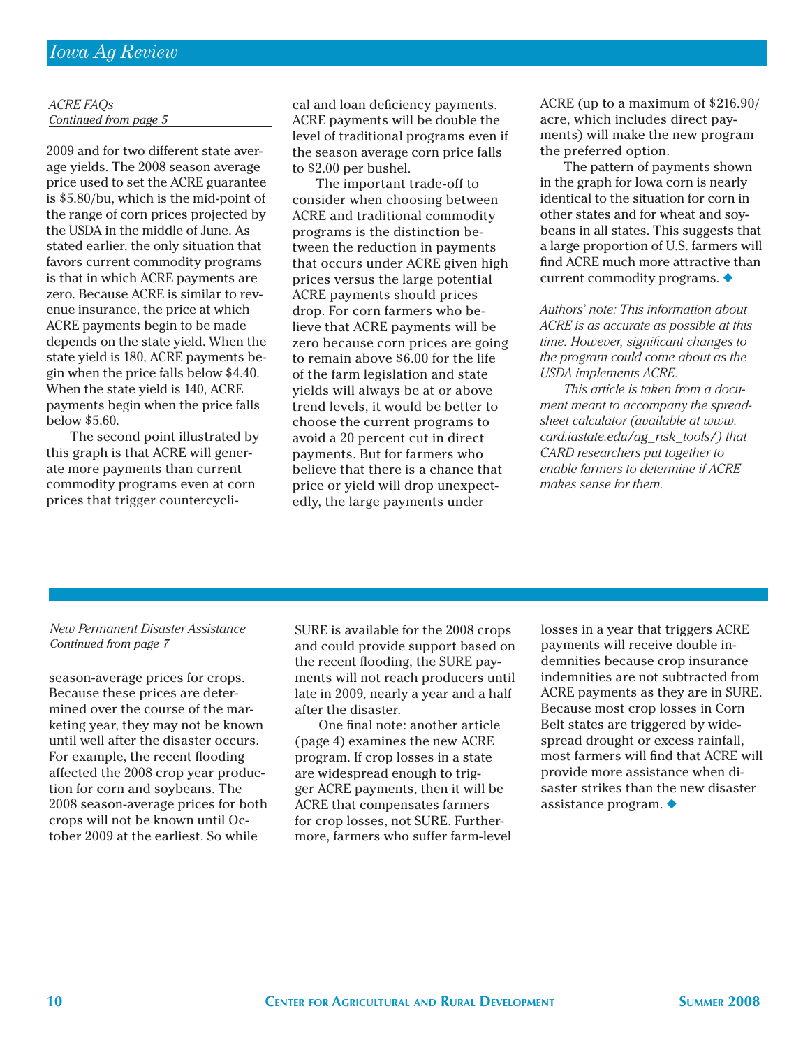*ACRE FAQs*
*Continued from page 5*

2009 and for two different state average yields. The 2008 season average price used to set the ACRE guarantee is $5.80/bu, which is the mid-point of the range of corn prices projected by the USDA in the middle of June. As stated earlier, the only situation that favors current commodity programs is that in which ACRE payments are zero. Because ACRE is similar to revenue insurance, the price at which ACRE payments begin to be made depends on the state yield. When the state yield is 180, ACRE payments begin when the price falls below $4.40. When the state yield is 140, ACRE payments begin when the price falls below $5.60.

The second point illustrated by this graph is that ACRE will generate more payments than current commodity programs even at corn prices that trigger countercyclical and loan deficiency payments. ACRE payments will be double the level of traditional programs even if the season average corn price falls to $2.00 per bushel.

The important trade-off to consider when choosing between ACRE and traditional commodity programs is the distinction between the reduction in payments that occurs under ACRE given high prices versus the large potential ACRE payments should prices drop. For corn farmers who believe that ACRE payments will be zero because corn prices are going to remain above $6.00 for the life of the farm legislation and state yields will always be at or above trend levels, it would be better to choose the current programs to avoid a 20 percent cut in direct payments. But for farmers who believe that there is a chance that price or yield will drop unexpectedly, the large payments under ACRE (up to a maximum of $216.90/acre, which includes direct payments) will make the new program the preferred option.

The pattern of payments shown in the graph for Iowa corn is nearly identical to the situation for corn in other states and for wheat and soybeans in all states. This suggests that a large proportion of U.S. farmers will find ACRE much more attractive than current commodity programs. ◆

*Authors' note: This information about ACRE is as accurate as possible at this time. However, significant changes to the program could come about as the USDA implements ACRE.*

*This article is taken from a document meant to accompany the spreadsheet calculator (available at www.card.iastate.edu/ag_risk_tools/) that CARD researchers put together to enable farmers to determine if ACRE makes sense for them.*

---

*New Permanent Disaster Assistance*
*Continued from page 7*

season-average prices for crops. Because these prices are determined over the course of the marketing year, they may not be known until well after the disaster occurs. For example, the recent flooding affected the 2008 crop year production for corn and soybeans. The 2008 season-average prices for both crops will not be known until October 2009 at the earliest. So while SURE is available for the 2008 crops and could provide support based on the recent flooding, the SURE payments will not reach producers until late in 2009, nearly a year and a half after the disaster.

One final note: another article (page 4) examines the new ACRE program. If crop losses in a state are widespread enough to trigger ACRE payments, then it will be ACRE that compensates farmers for crop losses, not SURE. Furthermore, farmers who suffer farm-level losses in a year that triggers ACRE payments will receive double indemnities because crop insurance indemnities are not subtracted from ACRE payments as they are in SURE. Because most crop losses in Corn Belt states are triggered by widespread drought or excess rainfall, most farmers will find that ACRE will provide more assistance when disaster strikes than the new disaster assistance program. ◆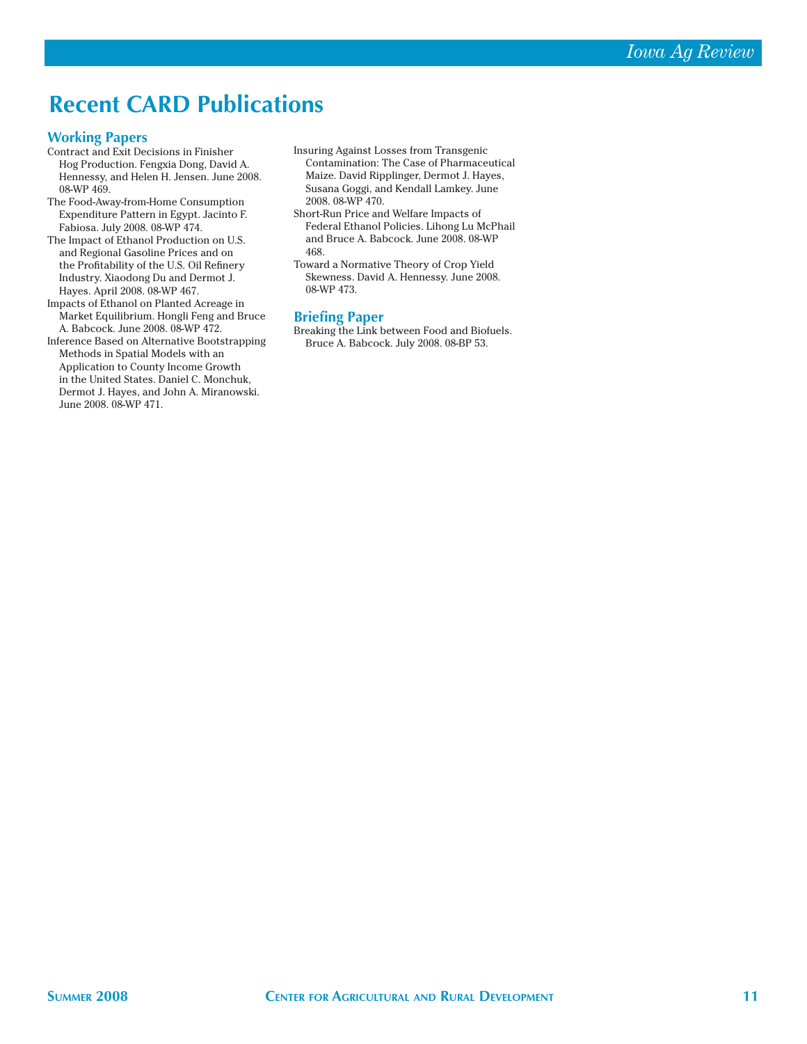# Recent CARD Publications

## Working Papers

Contract and Exit Decisions in Finisher Hog Production. Fengxia Dong, David A. Hennessy, and Helen H. Jensen. June 2008. 08-WP 469.

The Food-Away-from-Home Consumption Expenditure Pattern in Egypt. Jacinto F. Fabiosa. July 2008. 08-WP 474.

The Impact of Ethanol Production on U.S. and Regional Gasoline Prices and on the Profitability of the U.S. Oil Refinery Industry. Xiaodong Du and Dermot J. Hayes. April 2008. 08-WP 467.

Impacts of Ethanol on Planted Acreage in Market Equilibrium. Hongli Feng and Bruce A. Babcock. June 2008. 08-WP 472.

Inference Based on Alternative Bootstrapping Methods in Spatial Models with an Application to County Income Growth in the United States. Daniel C. Monchuk, Dermot J. Hayes, and John A. Miranowski. June 2008. 08-WP 471.

Insuring Against Losses from Transgenic Contamination: The Case of Pharmaceutical Maize. David Ripplinger, Dermot J. Hayes, Susana Goggi, and Kendall Lamkey. June 2008. 08-WP 470.

Short-Run Price and Welfare Impacts of Federal Ethanol Policies. Lihong Lu McPhail and Bruce A. Babcock. June 2008. 08-WP 468.

Toward a Normative Theory of Crop Yield Skewness. David A. Hennessy. June 2008. 08-WP 473.

## Briefing Paper

Breaking the Link between Food and Biofuels. Bruce A. Babcock. July 2008. 08-BP 53.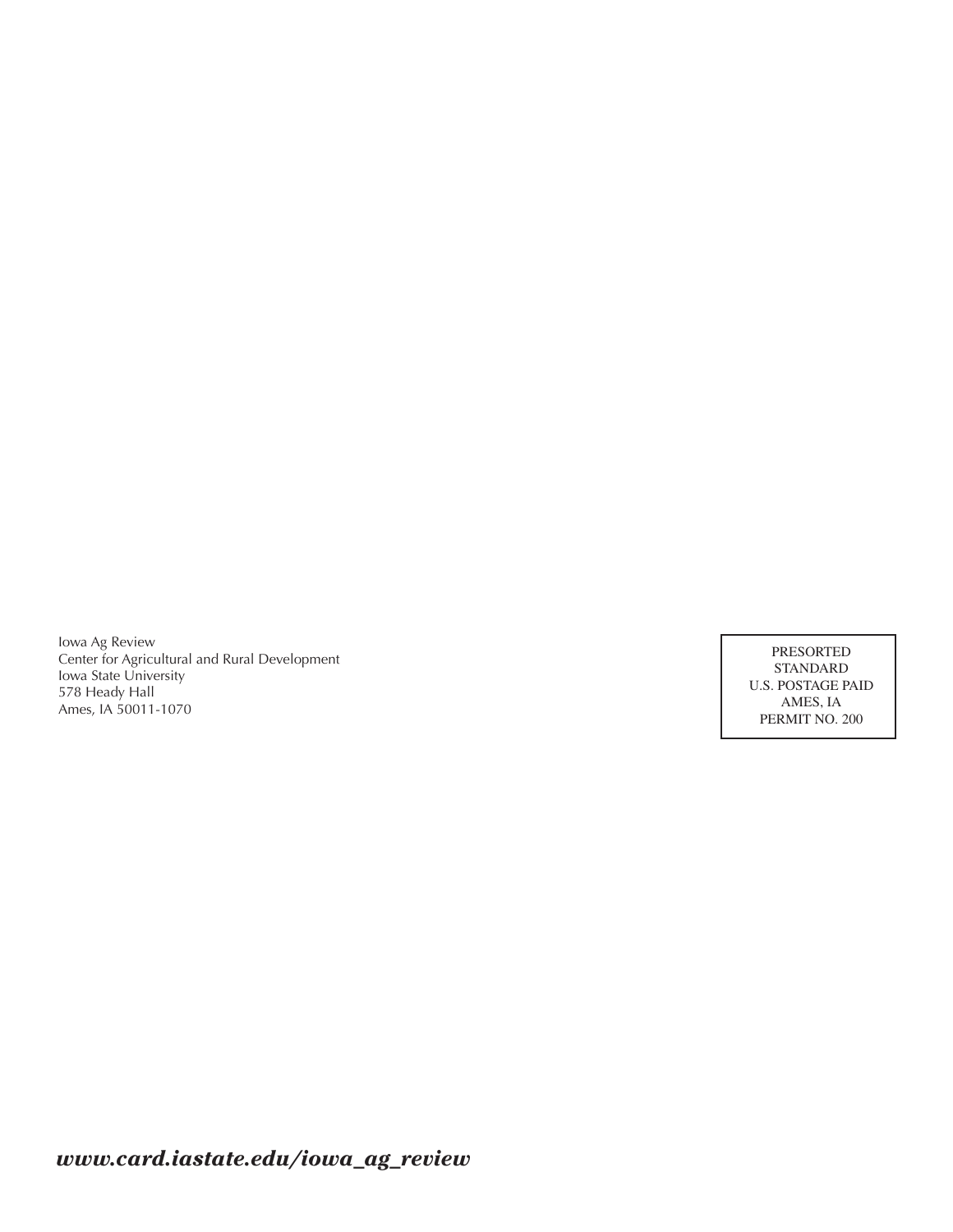Iowa Ag Review
Center for Agricultural and Rural Development
Iowa State University
578 Heady Hall
Ames, IA 50011-1070

PRESORTED
STANDARD
U.S. POSTAGE PAID
AMES, IA
PERMIT NO. 200

***www.card.iastate.edu/iowa_ag_review***